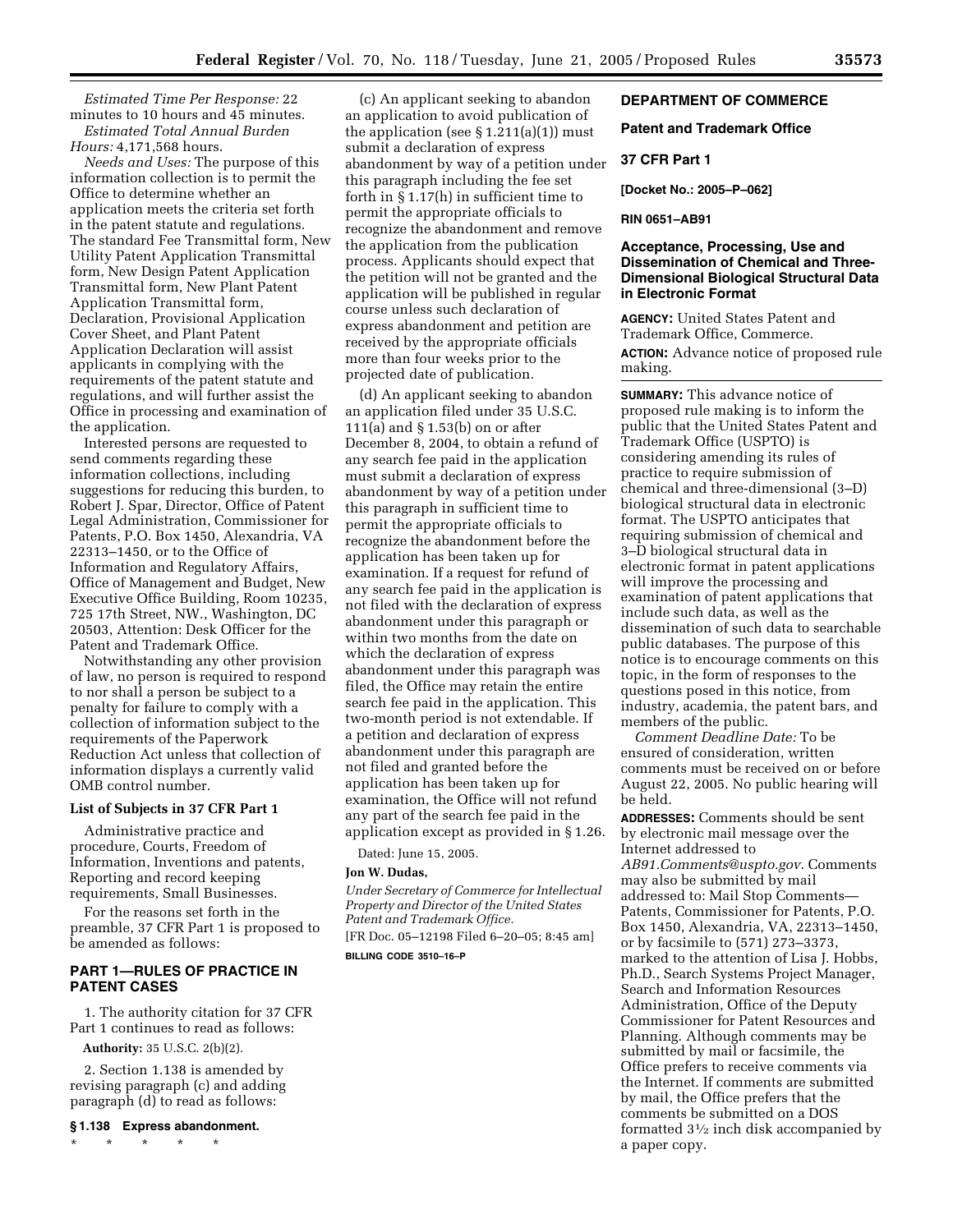*Estimated Time Per Response:* 22 minutes to 10 hours and 45 minutes.

*Estimated Total Annual Burden Hours:* 4,171,568 hours.

*Needs and Uses:* The purpose of this information collection is to permit the Office to determine whether an application meets the criteria set forth in the patent statute and regulations. The standard Fee Transmittal form, New Utility Patent Application Transmittal form, New Design Patent Application Transmittal form, New Plant Patent Application Transmittal form, Declaration, Provisional Application Cover Sheet, and Plant Patent Application Declaration will assist applicants in complying with the requirements of the patent statute and regulations, and will further assist the Office in processing and examination of the application.

Interested persons are requested to send comments regarding these information collections, including suggestions for reducing this burden, to Robert J. Spar, Director, Office of Patent Legal Administration, Commissioner for Patents, P.O. Box 1450, Alexandria, VA 22313–1450, or to the Office of Information and Regulatory Affairs, Office of Management and Budget, New Executive Office Building, Room 10235, 725 17th Street, NW., Washington, DC 20503, Attention: Desk Officer for the Patent and Trademark Office.

Notwithstanding any other provision of law, no person is required to respond to nor shall a person be subject to a penalty for failure to comply with a collection of information subject to the requirements of the Paperwork Reduction Act unless that collection of information displays a currently valid OMB control number.

### List of Subjects in 37 CFR Part 1

Administrative practice and procedure, Courts, Freedom of Information, Inventions and patents, Reporting and record keeping requirements, Small Businesses.

For the reasons set forth in the preamble, 37 CFR Part 1 is proposed to be amended as follows:

## PART 1—RULES OF PRACTICE IN PATENT CASES

1. The authority citation for 37 CFR Part 1 continues to read as follows:

**Authority:** 35 U.S.C. 2(b)(2).

2. Section 1.138 is amended by revising paragraph (c) and adding paragraph (d) to read as follows:

### § 1.138 Express abandonment.

\* \* \* \* \*

(c) An applicant seeking to abandon an application to avoid publication of the application (see § 1.211(a)(1)) must submit a declaration of express abandonment by way of a petition under this paragraph including the fee set forth in § 1.17(h) in sufficient time to permit the appropriate officials to recognize the abandonment and remove the application from the publication process. Applicants should expect that the petition will not be granted and the application will be published in regular course unless such declaration of express abandonment and petition are received by the appropriate officials more than four weeks prior to the projected date of publication.

(d) An applicant seeking to abandon an application filed under 35 U.S.C. 111(a) and § 1.53(b) on or after December 8, 2004, to obtain a refund of any search fee paid in the application must submit a declaration of express abandonment by way of a petition under this paragraph in sufficient time to permit the appropriate officials to recognize the abandonment before the application has been taken up for examination. If a request for refund of any search fee paid in the application is not filed with the declaration of express abandonment under this paragraph or within two months from the date on which the declaration of express abandonment under this paragraph was filed, the Office may retain the entire search fee paid in the application. This two-month period is not extendable. If a petition and declaration of express abandonment under this paragraph are not filed and granted before the application has been taken up for examination, the Office will not refund any part of the search fee paid in the application except as provided in § 1.26.

Dated: June 15, 2005.

**Jon W. Dudas,**

*Under Secretary of Commerce for Intellectual Property and Director of the United States Patent and Trademark Office.*

[FR Doc. 05–12198 Filed 6–20–05; 8:45 am]

**BILLING CODE 3510–16–P**

## DEPARTMENT OF COMMERCE

### Patent and Trademark Office

### 37 CFR Part 1

**[Docket No.: 2005–P–062]**

**RIN 0651–AB91**

### Acceptance, Processing, Use and Dissemination of Chemical and Three-Dimensional Biological Structural Data in Electronic Format

**AGENCY:** United States Patent and Trademark Office, Commerce.

**ACTION:** Advance notice of proposed rule making.

**SUMMARY:** This advance notice of proposed rule making is to inform the public that the United States Patent and Trademark Office (USPTO) is considering amending its rules of practice to require submission of chemical and three-dimensional (3–D) biological structural data in electronic format. The USPTO anticipates that requiring submission of chemical and 3–D biological structural data in electronic format in patent applications will improve the processing and examination of patent applications that include such data, as well as the dissemination of such data to searchable public databases. The purpose of this notice is to encourage comments on this topic, in the form of responses to the questions posed in this notice, from industry, academia, the patent bars, and members of the public.

*Comment Deadline Date:* To be ensured of consideration, written comments must be received on or before August 22, 2005. No public hearing will be held.

**ADDRESSES:** Comments should be sent by electronic mail message over the Internet addressed to *AB91.Comments@uspto.gov*. Comments may also be submitted by mail addressed to: Mail Stop Comments—Patents, Commissioner for Patents, P.O. Box 1450, Alexandria, VA, 22313–1450, or by facsimile to (571) 273–3373, marked to the attention of Lisa J. Hobbs, Ph.D., Search Systems Project Manager, Search and Information Resources Administration, Office of the Deputy Commissioner for Patent Resources and Planning. Although comments may be submitted by mail or facsimile, the Office prefers to receive comments via the Internet. If comments are submitted by mail, the Office prefers that the comments be submitted on a DOS formatted 3½ inch disk accompanied by a paper copy.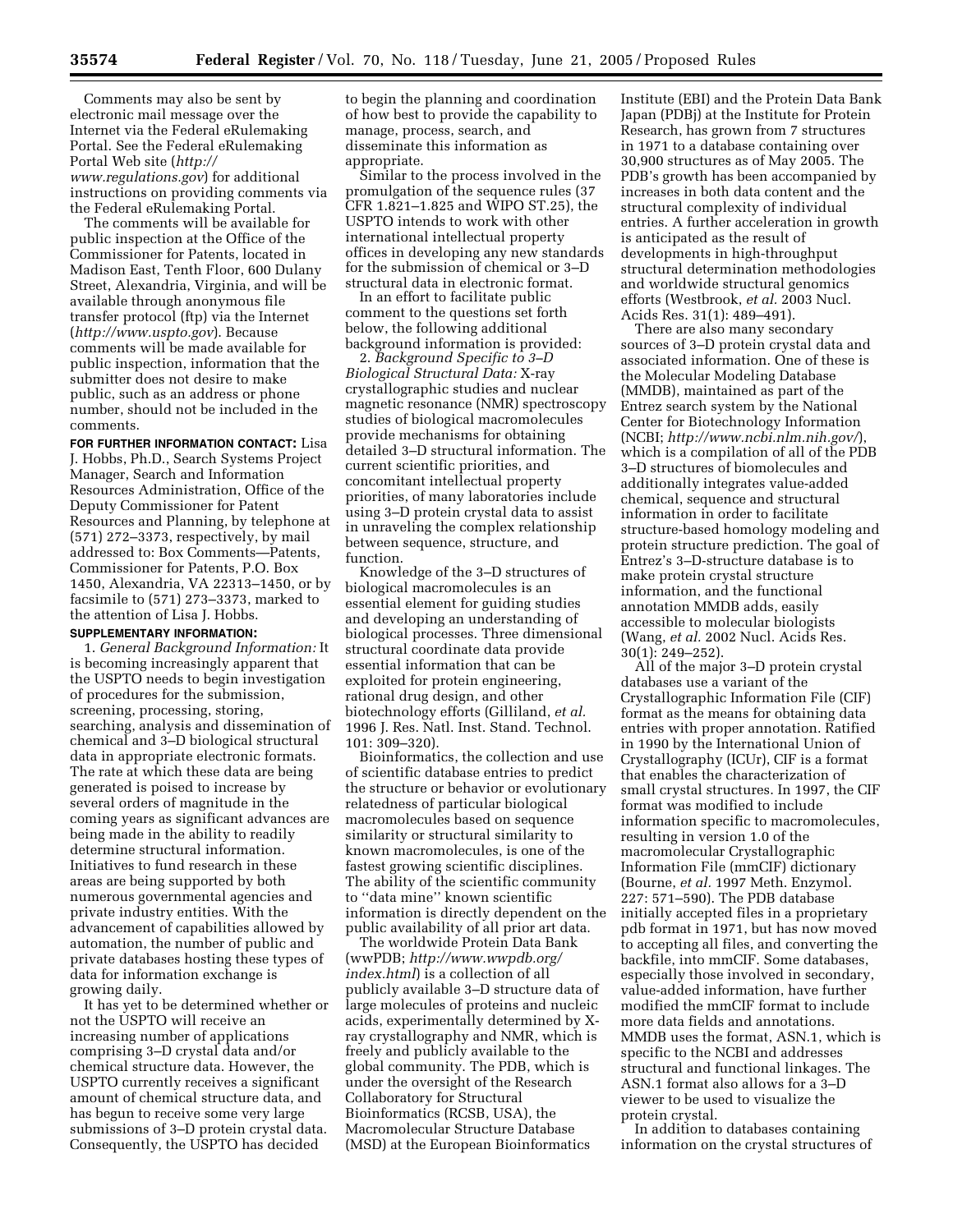Comments may also be sent by electronic mail message over the Internet via the Federal eRulemaking Portal. See the Federal eRulemaking Portal Web site (*http://www.regulations.gov*) for additional instructions on providing comments via the Federal eRulemaking Portal.

The comments will be available for public inspection at the Office of the Commissioner for Patents, located in Madison East, Tenth Floor, 600 Dulany Street, Alexandria, Virginia, and will be available through anonymous file transfer protocol (ftp) via the Internet (*http://www.uspto.gov*). Because comments will be made available for public inspection, information that the submitter does not desire to make public, such as an address or phone number, should not be included in the comments.

**FOR FURTHER INFORMATION CONTACT:** Lisa J. Hobbs, Ph.D., Search Systems Project Manager, Search and Information Resources Administration, Office of the Deputy Commissioner for Patent Resources and Planning, by telephone at (571) 272–3373, respectively, by mail addressed to: Box Comments—Patents, Commissioner for Patents, P.O. Box 1450, Alexandria, VA 22313–1450, or by facsimile to (571) 273–3373, marked to the attention of Lisa J. Hobbs.

**SUPPLEMENTARY INFORMATION:**

1. *General Background Information:* It is becoming increasingly apparent that the USPTO needs to begin investigation of procedures for the submission, screening, processing, storing, searching, analysis and dissemination of chemical and 3–D biological structural data in appropriate electronic formats. The rate at which these data are being generated is poised to increase by several orders of magnitude in the coming years as significant advances are being made in the ability to readily determine structural information. Initiatives to fund research in these areas are being supported by both numerous governmental agencies and private industry entities. With the advancement of capabilities allowed by automation, the number of public and private databases hosting these types of data for information exchange is growing daily.

It has yet to be determined whether or not the USPTO will receive an increasing number of applications comprising 3–D crystal data and/or chemical structure data. However, the USPTO currently receives a significant amount of chemical structure data, and has begun to receive some very large submissions of 3–D protein crystal data. Consequently, the USPTO has decided to begin the planning and coordination of how best to provide the capability to manage, process, search, and disseminate this information as appropriate.

Similar to the process involved in the promulgation of the sequence rules (37 CFR 1.821–1.825 and WIPO ST.25), the USPTO intends to work with other international intellectual property offices in developing any new standards for the submission of chemical or 3–D structural data in electronic format.

In an effort to facilitate public comment to the questions set forth below, the following additional background information is provided:

2. *Background Specific to 3–D Biological Structural Data:* X-ray crystallographic studies and nuclear magnetic resonance (NMR) spectroscopy studies of biological macromolecules provide mechanisms for obtaining detailed 3–D structural information. The current scientific priorities, and concomitant intellectual property priorities, of many laboratories include using 3–D protein crystal data to assist in unraveling the complex relationship between sequence, structure, and function.

Knowledge of the 3–D structures of biological macromolecules is an essential element for guiding studies and developing an understanding of biological processes. Three dimensional structural coordinate data provide essential information that can be exploited for protein engineering, rational drug design, and other biotechnology efforts (Gilliland, *et al.* 1996 J. Res. Natl. Inst. Stand. Technol. 101: 309–320).

Bioinformatics, the collection and use of scientific database entries to predict the structure or behavior or evolutionary relatedness of particular biological macromolecules based on sequence similarity or structural similarity to known macromolecules, is one of the fastest growing scientific disciplines. The ability of the scientific community to ''data mine'' known scientific information is directly dependent on the public availability of all prior art data.

The worldwide Protein Data Bank (wwPDB; *http://www.wwpdb.org/index.html*) is a collection of all publicly available 3–D structure data of large molecules of proteins and nucleic acids, experimentally determined by X-ray crystallography and NMR, which is freely and publicly available to the global community. The PDB, which is under the oversight of the Research Collaboratory for Structural Bioinformatics (RCSB, USA), the Macromolecular Structure Database (MSD) at the European Bioinformatics Institute (EBI) and the Protein Data Bank Japan (PDBj) at the Institute for Protein Research, has grown from 7 structures in 1971 to a database containing over 30,900 structures as of May 2005. The PDB's growth has been accompanied by increases in both data content and the structural complexity of individual entries. A further acceleration in growth is anticipated as the result of developments in high-throughput structural determination methodologies and worldwide structural genomics efforts (Westbrook, *et al.* 2003 Nucl. Acids Res. 31(1): 489–491).

There are also many secondary sources of 3–D protein crystal data and associated information. One of these is the Molecular Modeling Database (MMDB), maintained as part of the Entrez search system by the National Center for Biotechnology Information (NCBI; *http://www.ncbi.nlm.nih.gov/*), which is a compilation of all of the PDB 3–D structures of biomolecules and additionally integrates value-added chemical, sequence and structural information in order to facilitate structure-based homology modeling and protein structure prediction. The goal of Entrez's 3–D-structure database is to make protein crystal structure information, and the functional annotation MMDB adds, easily accessible to molecular biologists (Wang, *et al.* 2002 Nucl. Acids Res. 30(1): 249–252).

All of the major 3–D protein crystal databases use a variant of the Crystallographic Information File (CIF) format as the means for obtaining data entries with proper annotation. Ratified in 1990 by the International Union of Crystallography (ICUr), CIF is a format that enables the characterization of small crystal structures. In 1997, the CIF format was modified to include information specific to macromolecules, resulting in version 1.0 of the macromolecular Crystallographic Information File (mmCIF) dictionary (Bourne, *et al.* 1997 Meth. Enzymol. 227: 571–590). The PDB database initially accepted files in a proprietary pdb format in 1971, but has now moved to accepting all files, and converting the backfile, into mmCIF. Some databases, especially those involved in secondary, value-added information, have further modified the mmCIF format to include more data fields and annotations. MMDB uses the format, ASN.1, which is specific to the NCBI and addresses structural and functional linkages. The ASN.1 format also allows for a 3–D viewer to be used to visualize the protein crystal.

In addition to databases containing information on the crystal structures of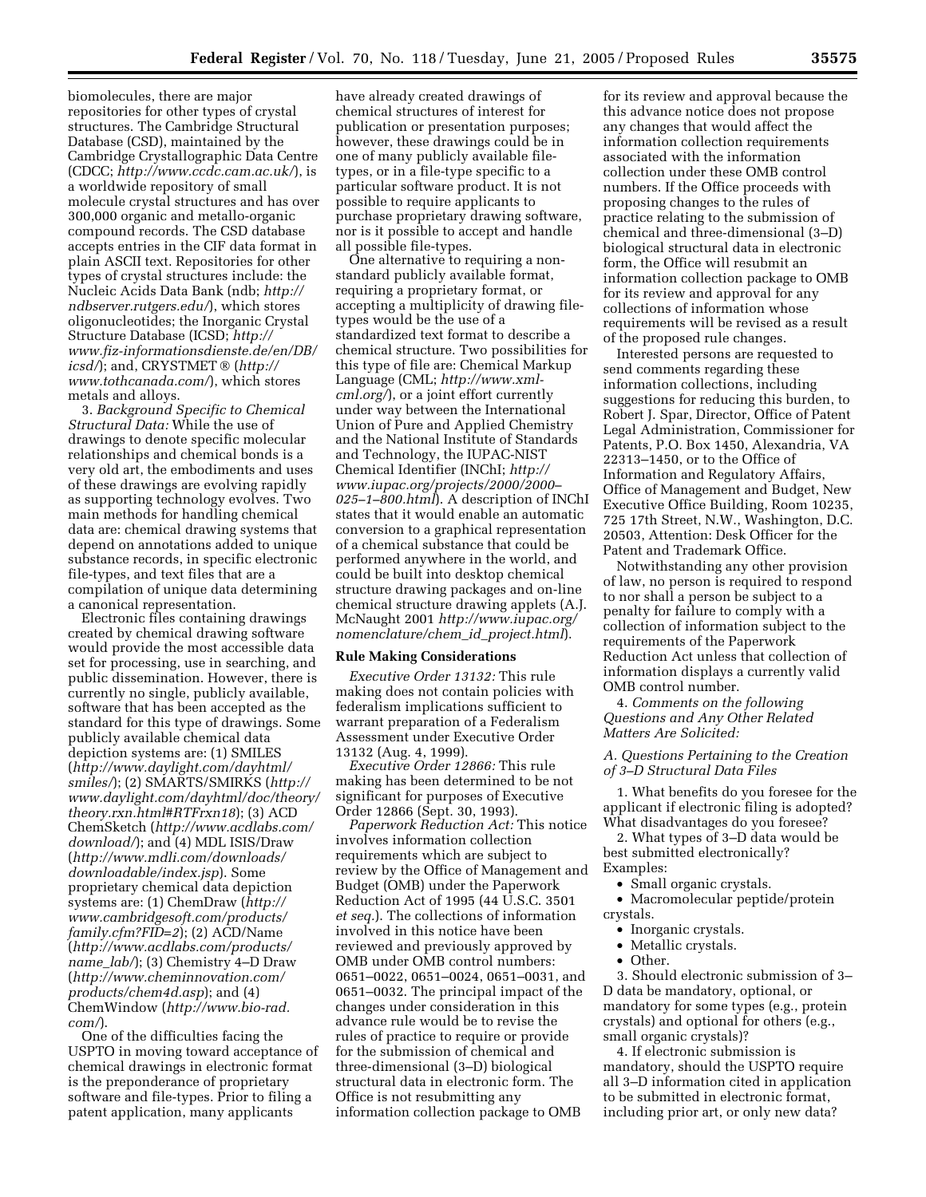biomolecules, there are major repositories for other types of crystal structures. The Cambridge Structural Database (CSD), maintained by the Cambridge Crystallographic Data Centre (CDCC; *http://www.ccdc.cam.ac.uk/*), is a worldwide repository of small molecule crystal structures and has over 300,000 organic and metallo-organic compound records. The CSD database accepts entries in the CIF data format in plain ASCII text. Repositories for other types of crystal structures include: the Nucleic Acids Data Bank (ndb; *http://ndbserver.rutgers.edu/*), which stores oligonucleotides; the Inorganic Crystal Structure Database (ICSD; *http://www.fiz-informationsdienste.de/en/DB/icsd/*); and, CRYSTMET ® (*http://www.tothcanada.com/*), which stores metals and alloys.

3. *Background Specific to Chemical Structural Data:* While the use of drawings to denote specific molecular relationships and chemical bonds is a very old art, the embodiments and uses of these drawings are evolving rapidly as supporting technology evolves. Two main methods for handling chemical data are: chemical drawing systems that depend on annotations added to unique substance records, in specific electronic file-types, and text files that are a compilation of unique data determining a canonical representation.

Electronic files containing drawings created by chemical drawing software would provide the most accessible data set for processing, use in searching, and public dissemination. However, there is currently no single, publicly available, software that has been accepted as the standard for this type of drawings. Some publicly available chemical data depiction systems are: (1) SMILES (*http://www.daylight.com/dayhtml/smiles/*); (2) SMARTS/SMIRKS (*http://www.daylight.com/dayhtml/doc/theory/theory.rxn.html#RTFrxn18*); (3) ACD ChemSketch (*http://www.acdlabs.com/download/*); and (4) MDL ISIS/Draw (*http://www.mdli.com/downloads/downloadable/index.jsp*). Some proprietary chemical data depiction systems are: (1) ChemDraw (*http://www.cambridgesoft.com/products/family.cfm?FID=2*); (2) ACD/Name (*http://www.acdlabs.com/products/name_lab/*); (3) Chemistry 4–D Draw (*http://www.cheminnovation.com/products/chem4d.asp*); and (4) ChemWindow (*http://www.bio-rad.com/*).

One of the difficulties facing the USPTO in moving toward acceptance of chemical drawings in electronic format is the preponderance of proprietary software and file-types. Prior to filing a patent application, many applicants have already created drawings of chemical structures of interest for publication or presentation purposes; however, these drawings could be in one of many publicly available file-types, or in a file-type specific to a particular software product. It is not possible to require applicants to purchase proprietary drawing software, nor is it possible to accept and handle all possible file-types.

One alternative to requiring a non-standard publicly available format, requiring a proprietary format, or accepting a multiplicity of drawing file-types would be the use of a standardized text format to describe a chemical structure. Two possibilities for this type of file are: Chemical Markup Language (CML; *http://www.xml-cml.org/*), or a joint effort currently under way between the International Union of Pure and Applied Chemistry and the National Institute of Standards and Technology, the IUPAC-NIST Chemical Identifier (INChI; *http://www.iupac.org/projects/2000/2000–025–1–800.html*). A description of INChI states that it would enable an automatic conversion to a graphical representation of a chemical substance that could be performed anywhere in the world, and could be built into desktop chemical structure drawing packages and on-line chemical structure drawing applets (A.J. McNaught 2001 *http://www.iupac.org/nomenclature/chem_id_project.html*).

## Rule Making Considerations

*Executive Order 13132:* This rule making does not contain policies with federalism implications sufficient to warrant preparation of a Federalism Assessment under Executive Order 13132 (Aug. 4, 1999).

*Executive Order 12866:* This rule making has been determined to be not significant for purposes of Executive Order 12866 (Sept. 30, 1993).

*Paperwork Reduction Act:* This notice involves information collection requirements which are subject to review by the Office of Management and Budget (OMB) under the Paperwork Reduction Act of 1995 (44 U.S.C. 3501 *et seq.*). The collections of information involved in this notice have been reviewed and previously approved by OMB under OMB control numbers: 0651–0022, 0651–0024, 0651–0031, and 0651–0032. The principal impact of the changes under consideration in this advance rule would be to revise the rules of practice to require or provide for the submission of chemical and three-dimensional (3–D) biological structural data in electronic form. The Office is not resubmitting any information collection package to OMB for its review and approval because the this advance notice does not propose any changes that would affect the information collection requirements associated with the information collection under these OMB control numbers. If the Office proceeds with proposing changes to the rules of practice relating to the submission of chemical and three-dimensional (3–D) biological structural data in electronic form, the Office will resubmit an information collection package to OMB for its review and approval for any collections of information whose requirements will be revised as a result of the proposed rule changes.

Interested persons are requested to send comments regarding these information collections, including suggestions for reducing this burden, to Robert J. Spar, Director, Office of Patent Legal Administration, Commissioner for Patents, P.O. Box 1450, Alexandria, VA 22313–1450, or to the Office of Information and Regulatory Affairs, Office of Management and Budget, New Executive Office Building, Room 10235, 725 17th Street, N.W., Washington, D.C. 20503, Attention: Desk Officer for the Patent and Trademark Office.

Notwithstanding any other provision of law, no person is required to respond to nor shall a person be subject to a penalty for failure to comply with a collection of information subject to the requirements of the Paperwork Reduction Act unless that collection of information displays a currently valid OMB control number.

4. *Comments on the following Questions and Any Other Related Matters Are Solicited:*

*A. Questions Pertaining to the Creation of 3–D Structural Data Files*

1. What benefits do you foresee for the applicant if electronic filing is adopted? What disadvantages do you foresee?

2. What types of 3–D data would be best submitted electronically? Examples:

- Small organic crystals.
- Macromolecular peptide/protein crystals.
- Inorganic crystals.
- Metallic crystals.
- Other.

3. Should electronic submission of 3–D data be mandatory, optional, or mandatory for some types (e.g., protein crystals) and optional for others (e.g., small organic crystals)?

4. If electronic submission is mandatory, should the USPTO require all 3–D information cited in application to be submitted in electronic format, including prior art, or only new data?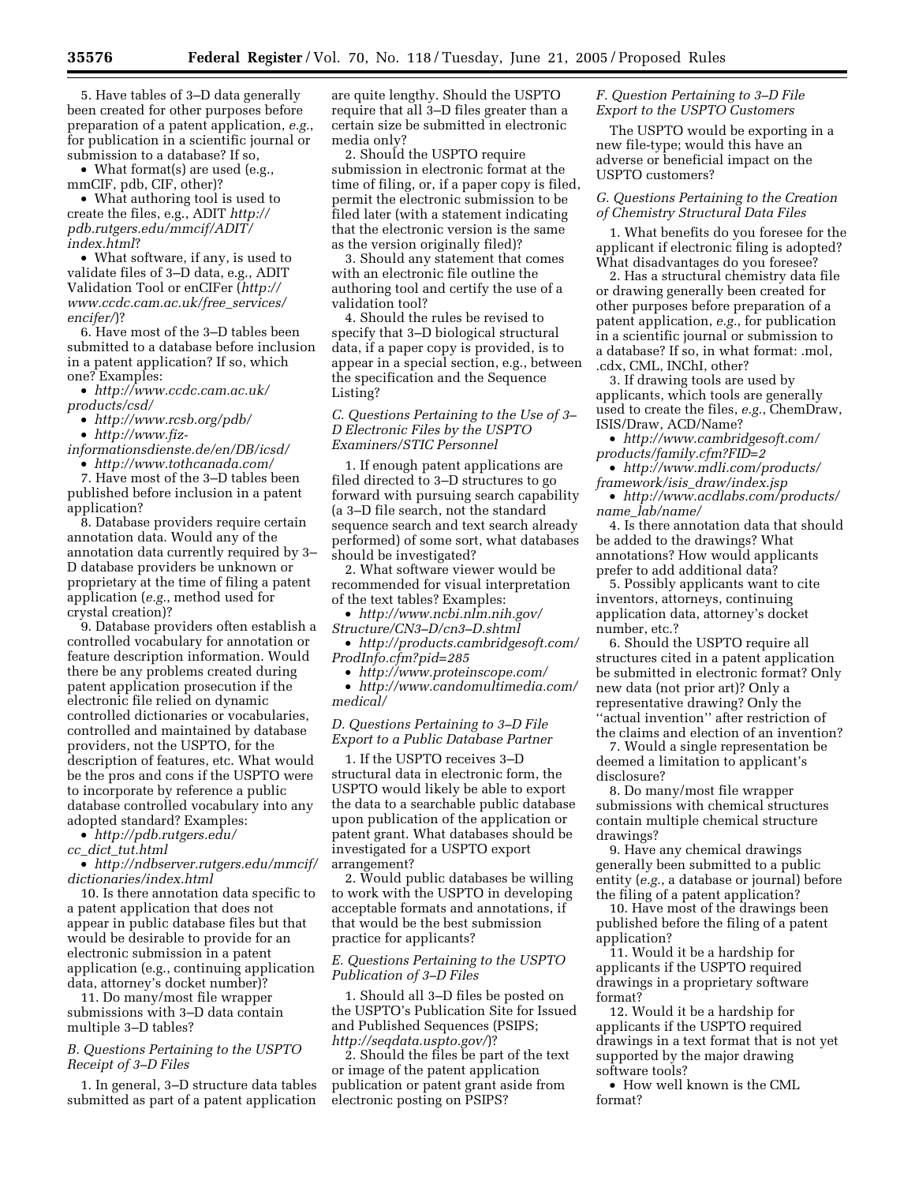5. Have tables of 3–D data generally been created for other purposes before preparation of a patent application, *e.g.*, for publication in a scientific journal or submission to a database? If so,

- What format(s) are used (e.g., mmCIF, pdb, CIF, other)?
- What authoring tool is used to create the files, e.g., ADIT *http://pdb.rutgers.edu/mmcif/ADIT/index.html*?
- What software, if any, is used to validate files of 3–D data, e.g., ADIT Validation Tool or enCIFer (*http://www.ccdc.cam.ac.uk/free_services/encifer/*)?

6. Have most of the 3–D tables been submitted to a database before inclusion in a patent application? If so, which one? Examples:

- *http://www.ccdc.cam.ac.uk/products/csd/*
- *http://www.rcsb.org/pdb/*
- *http://www.fiz-informationsdienste.de/en/DB/icsd/*
- *http://www.tothcanada.com/*

7. Have most of the 3–D tables been published before inclusion in a patent application?

8. Database providers require certain annotation data. Would any of the annotation data currently required by 3–D database providers be unknown or proprietary at the time of filing a patent application (*e.g.*, method used for crystal creation)?

9. Database providers often establish a controlled vocabulary for annotation or feature description information. Would there be any problems created during patent application prosecution if the electronic file relied on dynamic controlled dictionaries or vocabularies, controlled and maintained by database providers, not the USPTO, for the description of features, etc. What would be the pros and cons if the USPTO were to incorporate by reference a public database controlled vocabulary into any adopted standard? Examples:

- *http://pdb.rutgers.edu/cc_dict_tut.html*
- *http://ndbserver.rutgers.edu/mmcif/dictionaries/index.html*

10. Is there annotation data specific to a patent application that does not appear in public database files but that would be desirable to provide for an electronic submission in a patent application (e.g., continuing application data, attorney's docket number)?

11. Do many/most file wrapper submissions with 3–D data contain multiple 3–D tables?

*B. Questions Pertaining to the USPTO Receipt of 3–D Files*

1. In general, 3–D structure data tables submitted as part of a patent application are quite lengthy. Should the USPTO require that all 3–D files greater than a certain size be submitted in electronic media only?

2. Should the USPTO require submission in electronic format at the time of filing, or, if a paper copy is filed, permit the electronic submission to be filed later (with a statement indicating that the electronic version is the same as the version originally filed)?

3. Should any statement that comes with an electronic file outline the authoring tool and certify the use of a validation tool?

4. Should the rules be revised to specify that 3–D biological structural data, if a paper copy is provided, is to appear in a special section, e.g., between the specification and the Sequence Listing?

*C. Questions Pertaining to the Use of 3–D Electronic Files by the USPTO Examiners/STIC Personnel*

1. If enough patent applications are filed directed to 3–D structures to go forward with pursuing search capability (a 3–D file search, not the standard sequence search and text search already performed) of some sort, what databases should be investigated?

2. What software viewer would be recommended for visual interpretation of the text tables? Examples:

- *http://www.ncbi.nlm.nih.gov/Structure/CN3–D/cn3–D.shtml*
- *http://products.cambridgesoft.com/ProdInfo.cfm?pid=285*
- *http://www.proteinscope.com/*
- *http://www.candomultimedia.com/medical/*

*D. Questions Pertaining to 3–D File Export to a Public Database Partner*

1. If the USPTO receives 3–D structural data in electronic form, the USPTO would likely be able to export the data to a searchable public database upon publication of the application or patent grant. What databases should be investigated for a USPTO export arrangement?

2. Would public databases be willing to work with the USPTO in developing acceptable formats and annotations, if that would be the best submission practice for applicants?

*E. Questions Pertaining to the USPTO Publication of 3–D Files*

1. Should all 3–D files be posted on the USPTO's Publication Site for Issued and Published Sequences (PSIPS; *http://seqdata.uspto.gov/*)?

2. Should the files be part of the text or image of the patent application publication or patent grant aside from electronic posting on PSIPS?

*F. Question Pertaining to 3–D File Export to the USPTO Customers*

The USPTO would be exporting in a new file-type; would this have an adverse or beneficial impact on the USPTO customers?

*G. Questions Pertaining to the Creation of Chemistry Structural Data Files*

1. What benefits do you foresee for the applicant if electronic filing is adopted? What disadvantages do you foresee?

2. Has a structural chemistry data file or drawing generally been created for other purposes before preparation of a patent application, *e.g.*, for publication in a scientific journal or submission to a database? If so, in what format: .mol, .cdx, CML, INChI, other?

3. If drawing tools are used by applicants, which tools are generally used to create the files, *e.g.*, ChemDraw, ISIS/Draw, ACD/Name?

- *http://www.cambridgesoft.com/products/family.cfm?FID=2*
- *http://www.mdli.com/products/framework/isis_draw/index.jsp*
- *http://www.acdlabs.com/products/name_lab/name/*

4. Is there annotation data that should be added to the drawings? What annotations? How would applicants prefer to add additional data?

5. Possibly applicants want to cite inventors, attorneys, continuing application data, attorney's docket number, etc.?

6. Should the USPTO require all structures cited in a patent application be submitted in electronic format? Only new data (not prior art)? Only a representative drawing? Only the ''actual invention'' after restriction of the claims and election of an invention?

7. Would a single representation be deemed a limitation to applicant's disclosure?

8. Do many/most file wrapper submissions with chemical structures contain multiple chemical structure drawings?

9. Have any chemical drawings generally been submitted to a public entity (*e.g.*, a database or journal) before the filing of a patent application?

10. Have most of the drawings been published before the filing of a patent application?

11. Would it be a hardship for applicants if the USPTO required drawings in a proprietary software format?

12. Would it be a hardship for applicants if the USPTO required drawings in a text format that is not yet supported by the major drawing software tools?

- How well known is the CML format?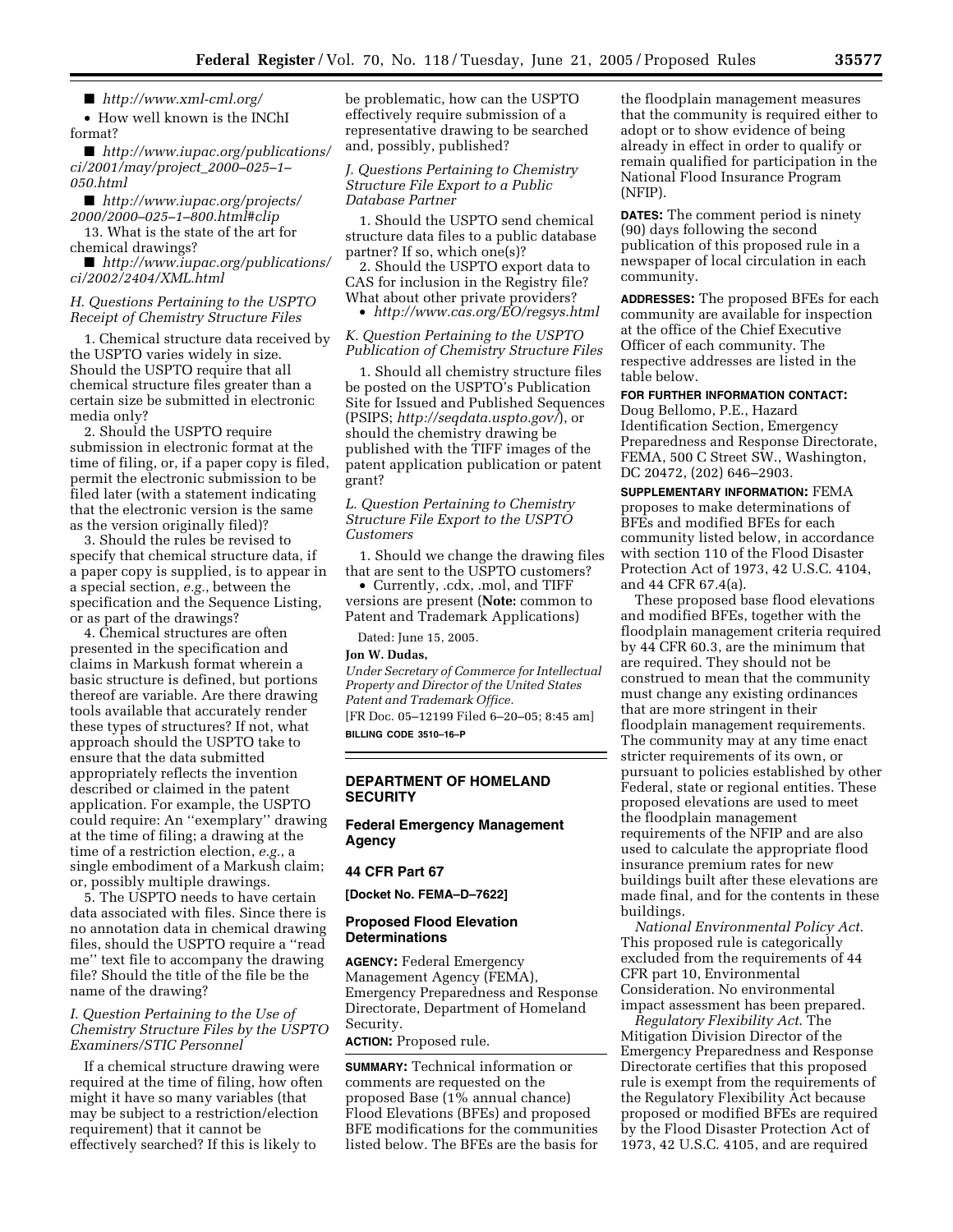- http://www.xml-cml.org/

• How well known is the INChI format?

- http://www.iupac.org/publications/ci/2001/may/project_2000–025–1–050.html
- http://www.iupac.org/projects/2000/2000–025–1–800.html#clip

13. What is the state of the art for chemical drawings?

- http://www.iupac.org/publications/ci/2002/2404/XML.html

### *H. Questions Pertaining to the USPTO Receipt of Chemistry Structure Files*

1. Chemical structure data received by the USPTO varies widely in size. Should the USPTO require that all chemical structure files greater than a certain size be submitted in electronic media only?

2. Should the USPTO require submission in electronic format at the time of filing, or, if a paper copy is filed, permit the electronic submission to be filed later (with a statement indicating that the electronic version is the same as the version originally filed)?

3. Should the rules be revised to specify that chemical structure data, if a paper copy is supplied, is to appear in a special section, *e.g.*, between the specification and the Sequence Listing, or as part of the drawings?

4. Chemical structures are often presented in the specification and claims in Markush format wherein a basic structure is defined, but portions thereof are variable. Are there drawing tools available that accurately render these types of structures? If not, what approach should the USPTO take to ensure that the data submitted appropriately reflects the invention described or claimed in the patent application. For example, the USPTO could require: An ''exemplary'' drawing at the time of filing; a drawing at the time of a restriction election, *e.g.*, a single embodiment of a Markush claim; or, possibly multiple drawings.

5. The USPTO needs to have certain data associated with files. Since there is no annotation data in chemical drawing files, should the USPTO require a ''read me'' text file to accompany the drawing file? Should the title of the file be the name of the drawing?

### *I. Question Pertaining to the Use of Chemistry Structure Files by the USPTO Examiners/STIC Personnel*

If a chemical structure drawing were required at the time of filing, how often might it have so many variables (that may be subject to a restriction/election requirement) that it cannot be effectively searched? If this is likely to be problematic, how can the USPTO effectively require submission of a representative drawing to be searched and, possibly, published?

### *J. Questions Pertaining to Chemistry Structure File Export to a Public Database Partner*

1. Should the USPTO send chemical structure data files to a public database partner? If so, which one(s)?

2. Should the USPTO export data to CAS for inclusion in the Registry file? What about other private providers?

• *http://www.cas.org/EO/regsys.html*

### *K. Question Pertaining to the USPTO Publication of Chemistry Structure Files*

1. Should all chemistry structure files be posted on the USPTO's Publication Site for Issued and Published Sequences (PSIPS; *http://seqdata.uspto.gov/*), or should the chemistry drawing be published with the TIFF images of the patent application publication or patent grant?

### *L. Question Pertaining to Chemistry Structure File Export to the USPTO Customers*

1. Should we change the drawing files that are sent to the USPTO customers?

• Currently, .cdx, .mol, and TIFF versions are present (**Note:** common to Patent and Trademark Applications)

Dated: June 15, 2005.

**Jon W. Dudas,**

*Under Secretary of Commerce for Intellectual Property and Director of the United States Patent and Trademark Office.*

[FR Doc. 05–12199 Filed 6–20–05; 8:45 am]

**BILLING CODE 3510–16–P**

---

## DEPARTMENT OF HOMELAND SECURITY

## Federal Emergency Management Agency

## 44 CFR Part 67

**[Docket No. FEMA–D–7622]**

## Proposed Flood Elevation Determinations

**AGENCY:** Federal Emergency Management Agency (FEMA), Emergency Preparedness and Response Directorate, Department of Homeland Security.

**ACTION:** Proposed rule.

**SUMMARY:** Technical information or comments are requested on the proposed Base (1% annual chance) Flood Elevations (BFEs) and proposed BFE modifications for the communities listed below. The BFEs are the basis for the floodplain management measures that the community is required either to adopt or to show evidence of being already in effect in order to qualify or remain qualified for participation in the National Flood Insurance Program (NFIP).

**DATES:** The comment period is ninety (90) days following the second publication of this proposed rule in a newspaper of local circulation in each community.

**ADDRESSES:** The proposed BFEs for each community are available for inspection at the office of the Chief Executive Officer of each community. The respective addresses are listed in the table below.

**FOR FURTHER INFORMATION CONTACT:** Doug Bellomo, P.E., Hazard Identification Section, Emergency Preparedness and Response Directorate, FEMA, 500 C Street SW., Washington, DC 20472, (202) 646–2903.

**SUPPLEMENTARY INFORMATION:** FEMA proposes to make determinations of BFEs and modified BFEs for each community listed below, in accordance with section 110 of the Flood Disaster Protection Act of 1973, 42 U.S.C. 4104, and 44 CFR 67.4(a).

These proposed base flood elevations and modified BFEs, together with the floodplain management criteria required by 44 CFR 60.3, are the minimum that are required. They should not be construed to mean that the community must change any existing ordinances that are more stringent in their floodplain management requirements. The community may at any time enact stricter requirements of its own, or pursuant to policies established by other Federal, state or regional entities. These proposed elevations are used to meet the floodplain management requirements of the NFIP and are also used to calculate the appropriate flood insurance premium rates for new buildings built after these elevations are made final, and for the contents in these buildings.

*National Environmental Policy Act.* This proposed rule is categorically excluded from the requirements of 44 CFR part 10, Environmental Consideration. No environmental impact assessment has been prepared.

*Regulatory Flexibility Act.* The Mitigation Division Director of the Emergency Preparedness and Response Directorate certifies that this proposed rule is exempt from the requirements of the Regulatory Flexibility Act because proposed or modified BFEs are required by the Flood Disaster Protection Act of 1973, 42 U.S.C. 4105, and are required